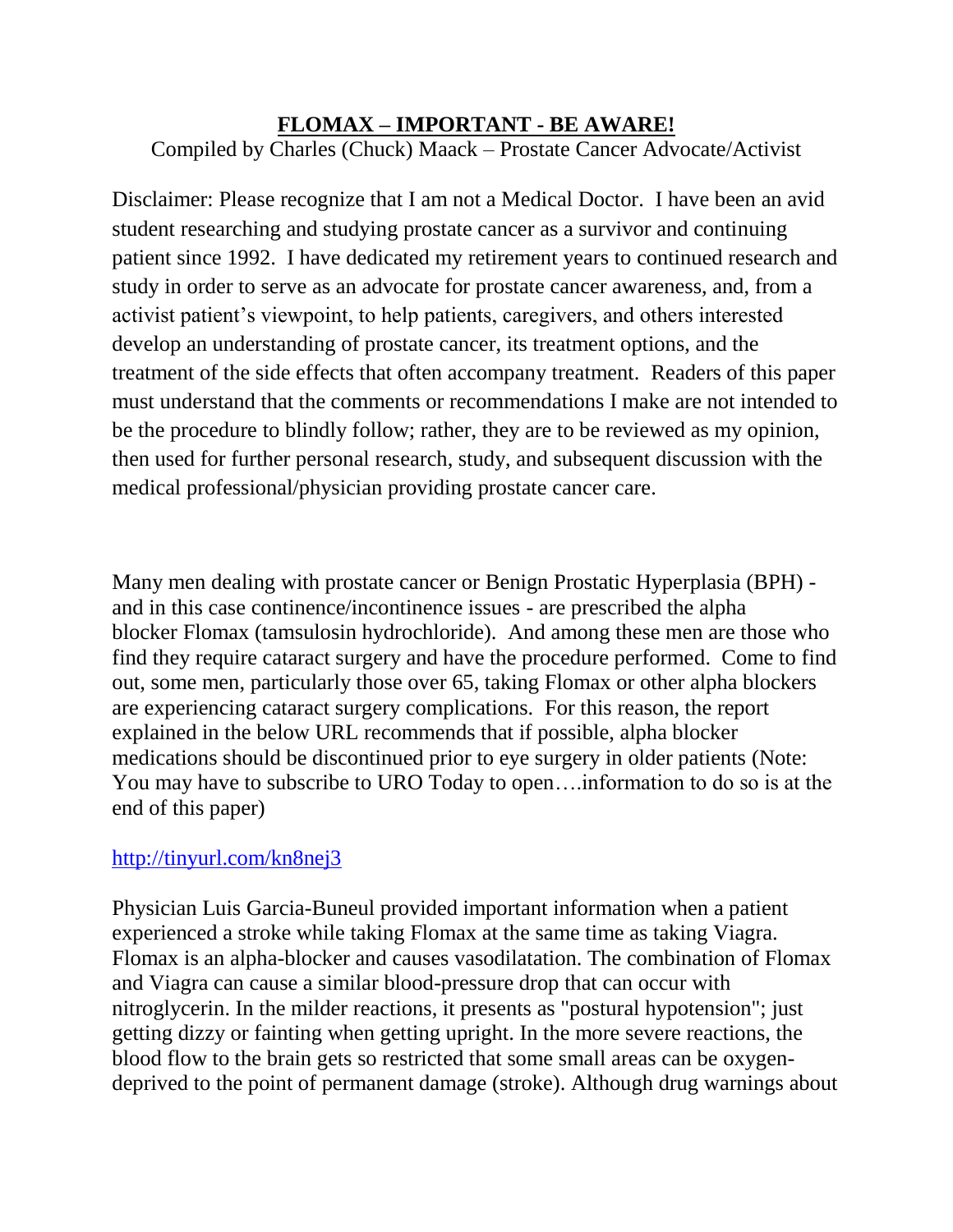# **FLOMAX – IMPORTANT - BE AWARE!**

Compiled by Charles (Chuck) Maack – Prostate Cancer Advocate/Activist

Disclaimer: Please recognize that I am not a Medical Doctor. I have been an avid student researching and studying prostate cancer as a survivor and continuing patient since 1992. I have dedicated my retirement years to continued research and study in order to serve as an advocate for prostate cancer awareness, and, from a activist patient's viewpoint, to help patients, caregivers, and others interested develop an understanding of prostate cancer, its treatment options, and the treatment of the side effects that often accompany treatment. Readers of this paper must understand that the comments or recommendations I make are not intended to be the procedure to blindly follow; rather, they are to be reviewed as my opinion, then used for further personal research, study, and subsequent discussion with the medical professional/physician providing prostate cancer care.

Many men dealing with prostate cancer or Benign Prostatic Hyperplasia (BPH) - and in this case continence/incontinence issues - are prescribed the alpha blocker Flomax (tamsulosin hydrochloride). And among these men are those who find they require cataract surgery and have the procedure performed. Come to find out, some men, particularly those over 65, taking Flomax or other alpha blockers are experiencing cataract surgery complications. For this reason, the report explained in the below URL recommends that if possible, alpha blocker medications should be discontinued prior to eye surgery in older patients (Note: You may have to subscribe to URO Today to open….information to do so is at the end of this paper)

http://tinyurl.com/kn8nej3

Physician Luis Garcia-Buneul provided important information when a patient experienced a stroke while taking Flomax at the same time as taking Viagra. Flomax is an alpha-blocker and causes vasodilatation. The combination of Flomax and Viagra can cause a similar blood-pressure drop that can occur with nitroglycerin. In the milder reactions, it presents as "postural hypotension"; just getting dizzy or fainting when getting upright. In the more severe reactions, the blood flow to the brain gets so restricted that some small areas can be oxygen-deprived to the point of permanent damage (stroke). Although drug warnings about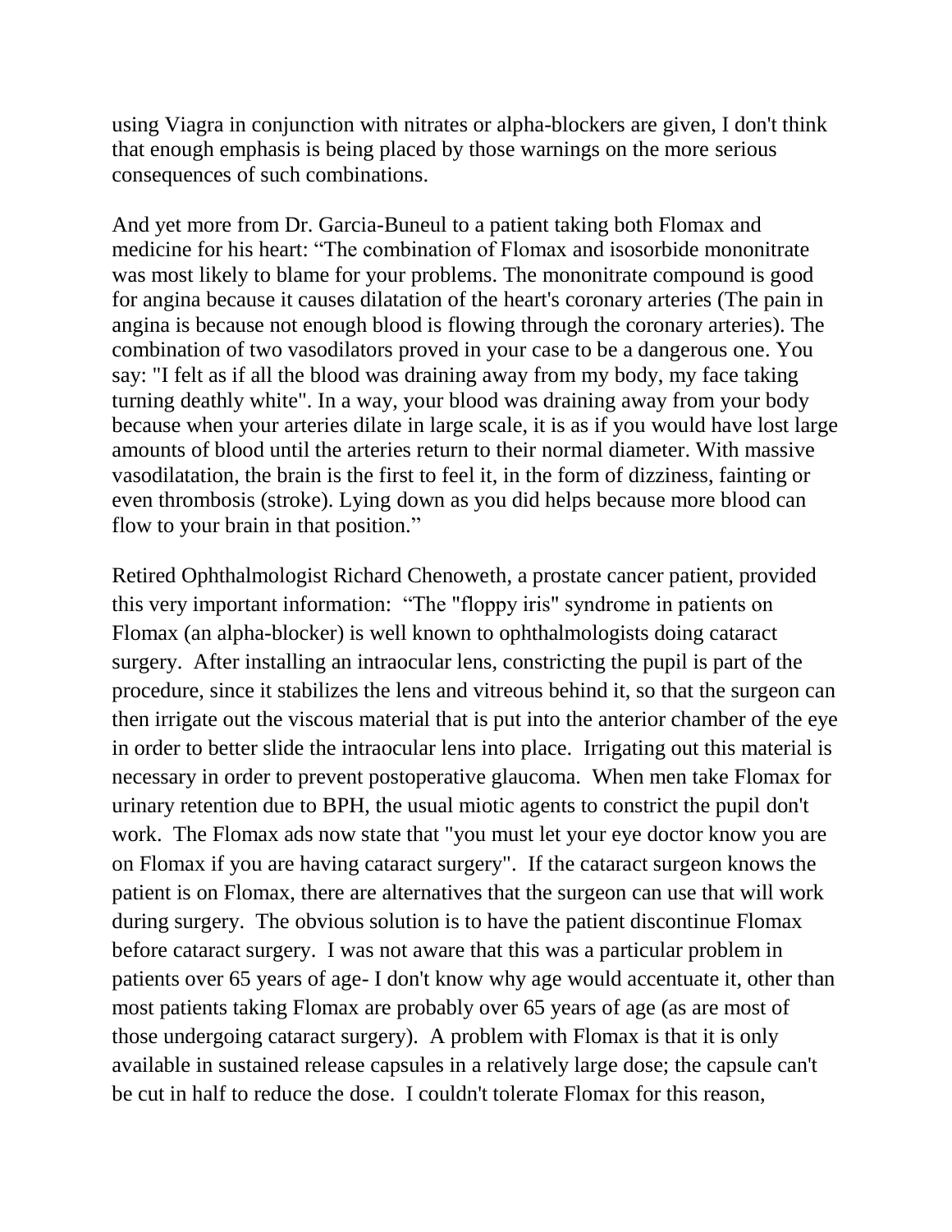using Viagra in conjunction with nitrates or alpha-blockers are given, I don't think that enough emphasis is being placed by those warnings on the more serious consequences of such combinations.

And yet more from Dr. Garcia-Buneul to a patient taking both Flomax and medicine for his heart: "The combination of Flomax and isosorbide mononitrate was most likely to blame for your problems. The mononitrate compound is good for angina because it causes dilatation of the heart's coronary arteries (The pain in angina is because not enough blood is flowing through the coronary arteries). The combination of two vasodilators proved in your case to be a dangerous one. You say: "I felt as if all the blood was draining away from my body, my face taking turning deathly white". In a way, your blood was draining away from your body because when your arteries dilate in large scale, it is as if you would have lost large amounts of blood until the arteries return to their normal diameter. With massive vasodilatation, the brain is the first to feel it, in the form of dizziness, fainting or even thrombosis (stroke). Lying down as you did helps because more blood can flow to your brain in that position."

Retired Ophthalmologist Richard Chenoweth, a prostate cancer patient, provided this very important information: "The "floppy iris" syndrome in patients on Flomax (an alpha-blocker) is well known to ophthalmologists doing cataract surgery. After installing an intraocular lens, constricting the pupil is part of the procedure, since it stabilizes the lens and vitreous behind it, so that the surgeon can then irrigate out the viscous material that is put into the anterior chamber of the eye in order to better slide the intraocular lens into place. Irrigating out this material is necessary in order to prevent postoperative glaucoma. When men take Flomax for urinary retention due to BPH, the usual miotic agents to constrict the pupil don't work. The Flomax ads now state that "you must let your eye doctor know you are on Flomax if you are having cataract surgery". If the cataract surgeon knows the patient is on Flomax, there are alternatives that the surgeon can use that will work during surgery. The obvious solution is to have the patient discontinue Flomax before cataract surgery. I was not aware that this was a particular problem in patients over 65 years of age- I don't know why age would accentuate it, other than most patients taking Flomax are probably over 65 years of age (as are most of those undergoing cataract surgery). A problem with Flomax is that it is only available in sustained release capsules in a relatively large dose; the capsule can't be cut in half to reduce the dose. I couldn't tolerate Flomax for this reason,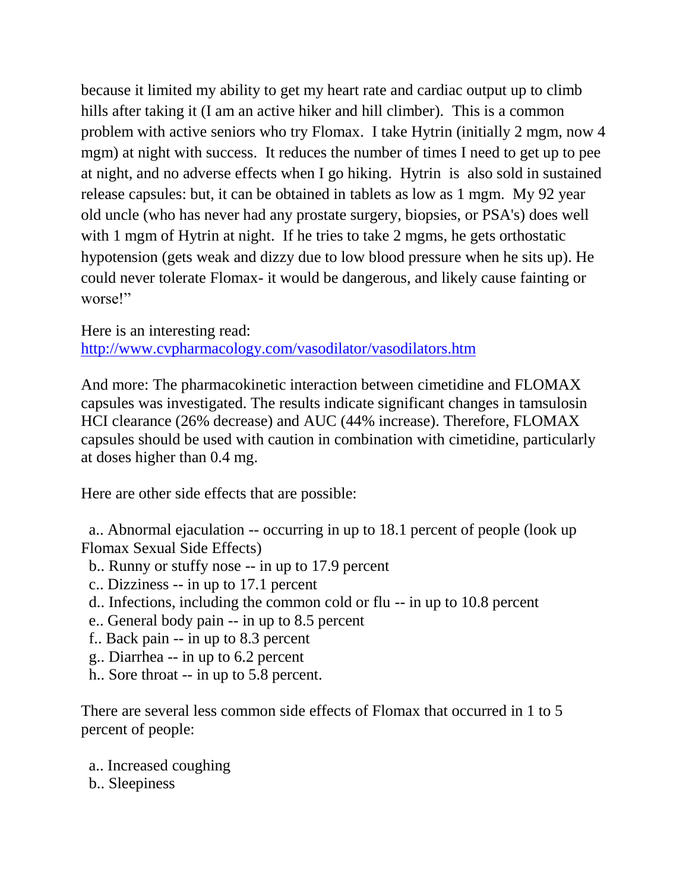because it limited my ability to get my heart rate and cardiac output up to climb hills after taking it (I am an active hiker and hill climber). This is a common problem with active seniors who try Flomax. I take Hytrin (initially 2 mgm, now 4 mgm) at night with success. It reduces the number of times I need to get up to pee at night, and no adverse effects when I go hiking. Hytrin is also sold in sustained release capsules: but, it can be obtained in tablets as low as 1 mgm. My 92 year old uncle (who has never had any prostate surgery, biopsies, or PSA's) does well with 1 mgm of Hytrin at night. If he tries to take 2 mgms, he gets orthostatic hypotension (gets weak and dizzy due to low blood pressure when he sits up). He could never tolerate Flomax- it would be dangerous, and likely cause fainting or worse!"

Here is an interesting read:
[http://www.cvpharmacology.com/vasodilator/vasodilators.htm](http://www.cvpharmacology.com/vasodilator/vasodilators.htm)

And more: The pharmacokinetic interaction between cimetidine and FLOMAX capsules was investigated. The results indicate significant changes in tamsulosin HCl clearance (26% decrease) and AUC (44% increase). Therefore, FLOMAX capsules should be used with caution in combination with cimetidine, particularly at doses higher than 0.4 mg.

Here are other side effects that are possible:

a.. Abnormal ejaculation -- occurring in up to 18.1 percent of people (look up Flomax Sexual Side Effects)
b.. Runny or stuffy nose -- in up to 17.9 percent
c.. Dizziness -- in up to 17.1 percent
d.. Infections, including the common cold or flu -- in up to 10.8 percent
e.. General body pain -- in up to 8.5 percent
f.. Back pain -- in up to 8.3 percent
g.. Diarrhea -- in up to 6.2 percent
h.. Sore throat -- in up to 5.8 percent.

There are several less common side effects of Flomax that occurred in 1 to 5 percent of people:

a.. Increased coughing
b.. Sleepiness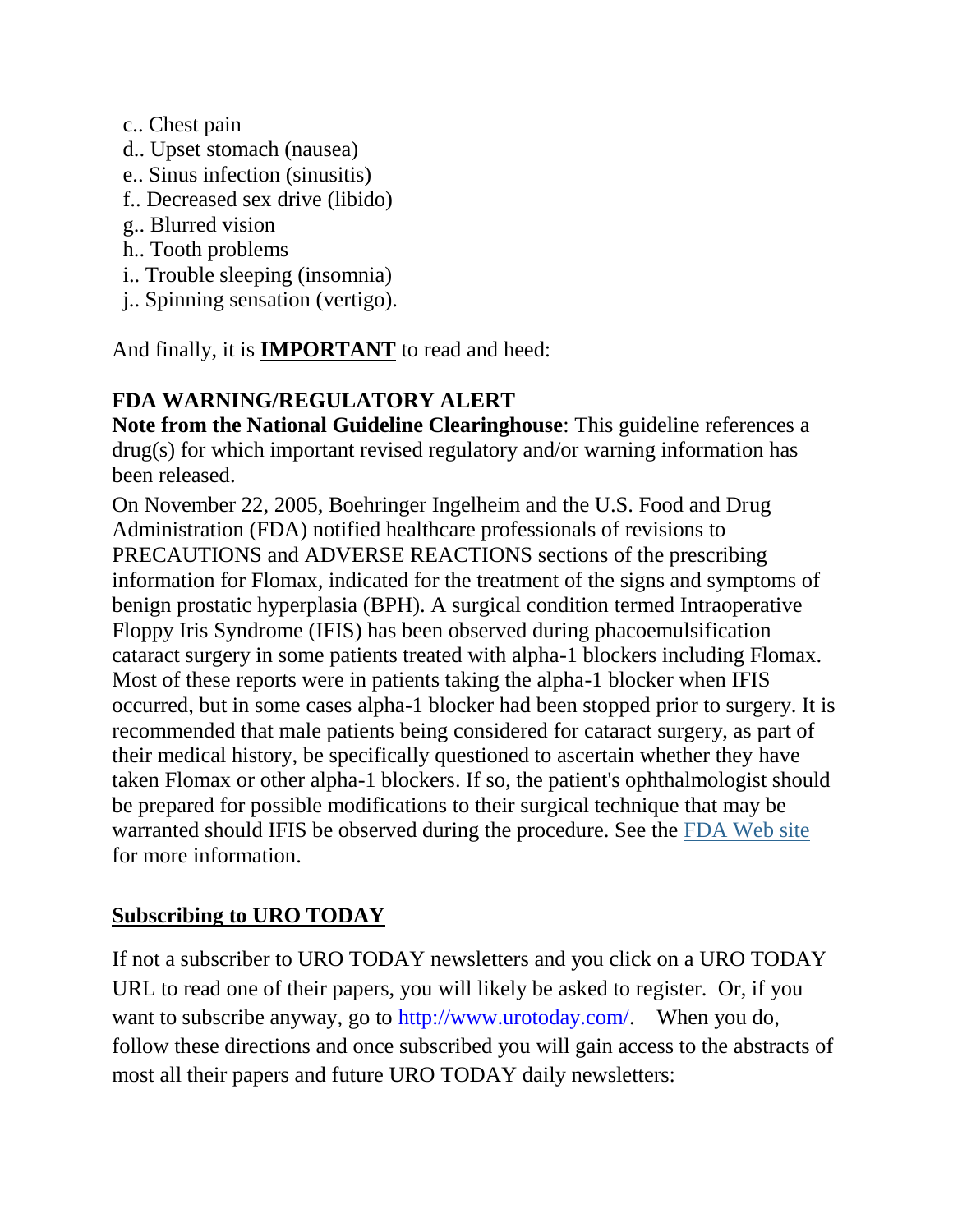c.. Chest pain
d.. Upset stomach (nausea)
e.. Sinus infection (sinusitis)
f.. Decreased sex drive (libido)
g.. Blurred vision
h.. Tooth problems
i.. Trouble sleeping (insomnia)
j.. Spinning sensation (vertigo).

And finally, it is **<u>IMPORTANT</u>** to read and heed:

**FDA WARNING/REGULATORY ALERT**
**Note from the National Guideline Clearinghouse**: This guideline references a drug(s) for which important revised regulatory and/or warning information has been released.

On November 22, 2005, Boehringer Ingelheim and the U.S. Food and Drug Administration (FDA) notified healthcare professionals of revisions to PRECAUTIONS and ADVERSE REACTIONS sections of the prescribing information for Flomax, indicated for the treatment of the signs and symptoms of benign prostatic hyperplasia (BPH). A surgical condition termed Intraoperative Floppy Iris Syndrome (IFIS) has been observed during phacoemulsification cataract surgery in some patients treated with alpha-1 blockers including Flomax. Most of these reports were in patients taking the alpha-1 blocker when IFIS occurred, but in some cases alpha-1 blocker had been stopped prior to surgery. It is recommended that male patients being considered for cataract surgery, as part of their medical history, be specifically questioned to ascertain whether they have taken Flomax or other alpha-1 blockers. If so, the patient's ophthalmologist should be prepared for possible modifications to their surgical technique that may be warranted should IFIS be observed during the procedure. See the FDA Web site for more information.

## <u>Subscribing to URO TODAY</u>

If not a subscriber to URO TODAY newsletters and you click on a URO TODAY URL to read one of their papers, you will likely be asked to register. Or, if you want to subscribe anyway, go to http://www.urotoday.com/. When you do, follow these directions and once subscribed you will gain access to the abstracts of most all their papers and future URO TODAY daily newsletters: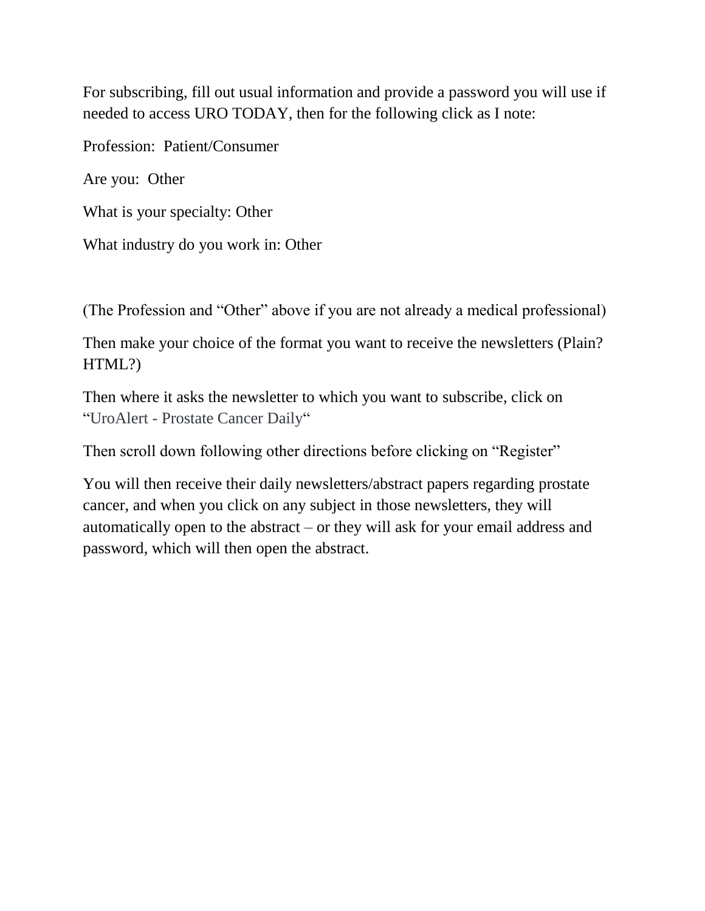For subscribing, fill out usual information and provide a password you will use if needed to access URO TODAY, then for the following click as I note:

Profession:  Patient/Consumer

Are you:  Other

What is your specialty: Other

What industry do you work in: Other

(The Profession and "Other" above if you are not already a medical professional)

Then make your choice of the format you want to receive the newsletters (Plain? HTML?)

Then where it asks the newsletter to which you want to subscribe, click on "UroAlert - Prostate Cancer Daily"

Then scroll down following other directions before clicking on "Register"

You will then receive their daily newsletters/abstract papers regarding prostate cancer, and when you click on any subject in those newsletters, they will automatically open to the abstract – or they will ask for your email address and password, which will then open the abstract.